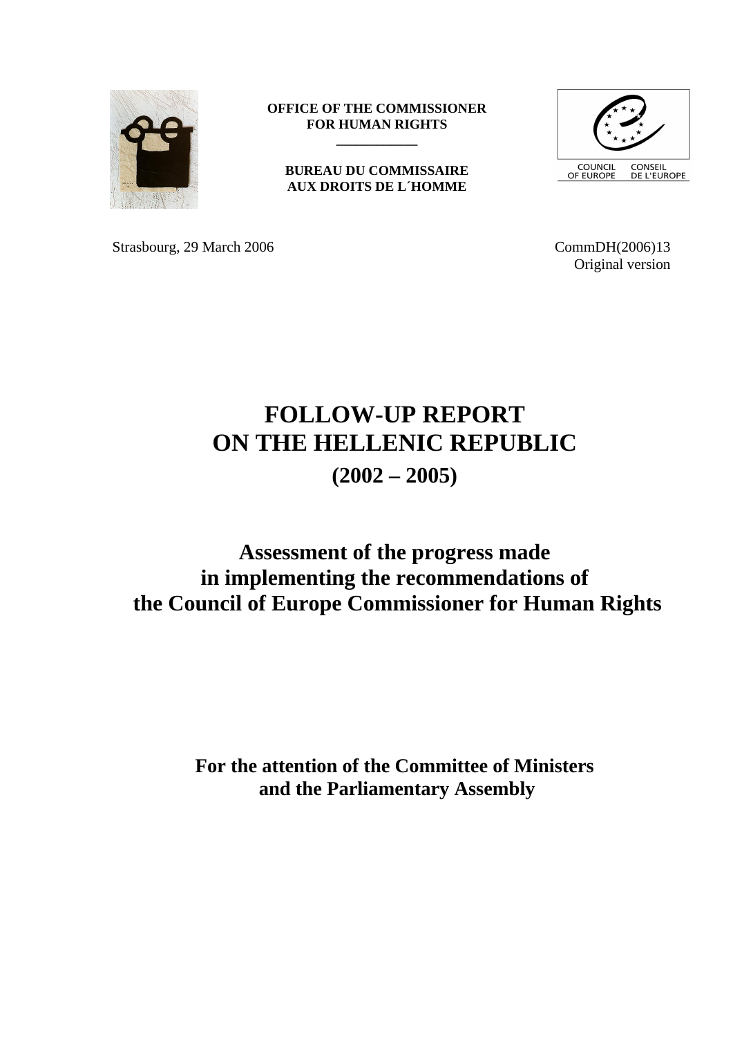**OFFICE OF THE COMMISSIONER FOR HUMAN RIGHTS**

---

**BUREAU DU COMMISSAIRE AUX DROITS DE L´HOMME**

COUNCIL OF EUROPE CONSEIL DE L'EUROPE

Strasbourg, 29 March 2006

CommDH(2006)13
Original version

# FOLLOW-UP REPORT ON THE HELLENIC REPUBLIC (2002 – 2005)

## Assessment of the progress made in implementing the recommendations of the Council of Europe Commissioner for Human Rights

**For the attention of the Committee of Ministers and the Parliamentary Assembly**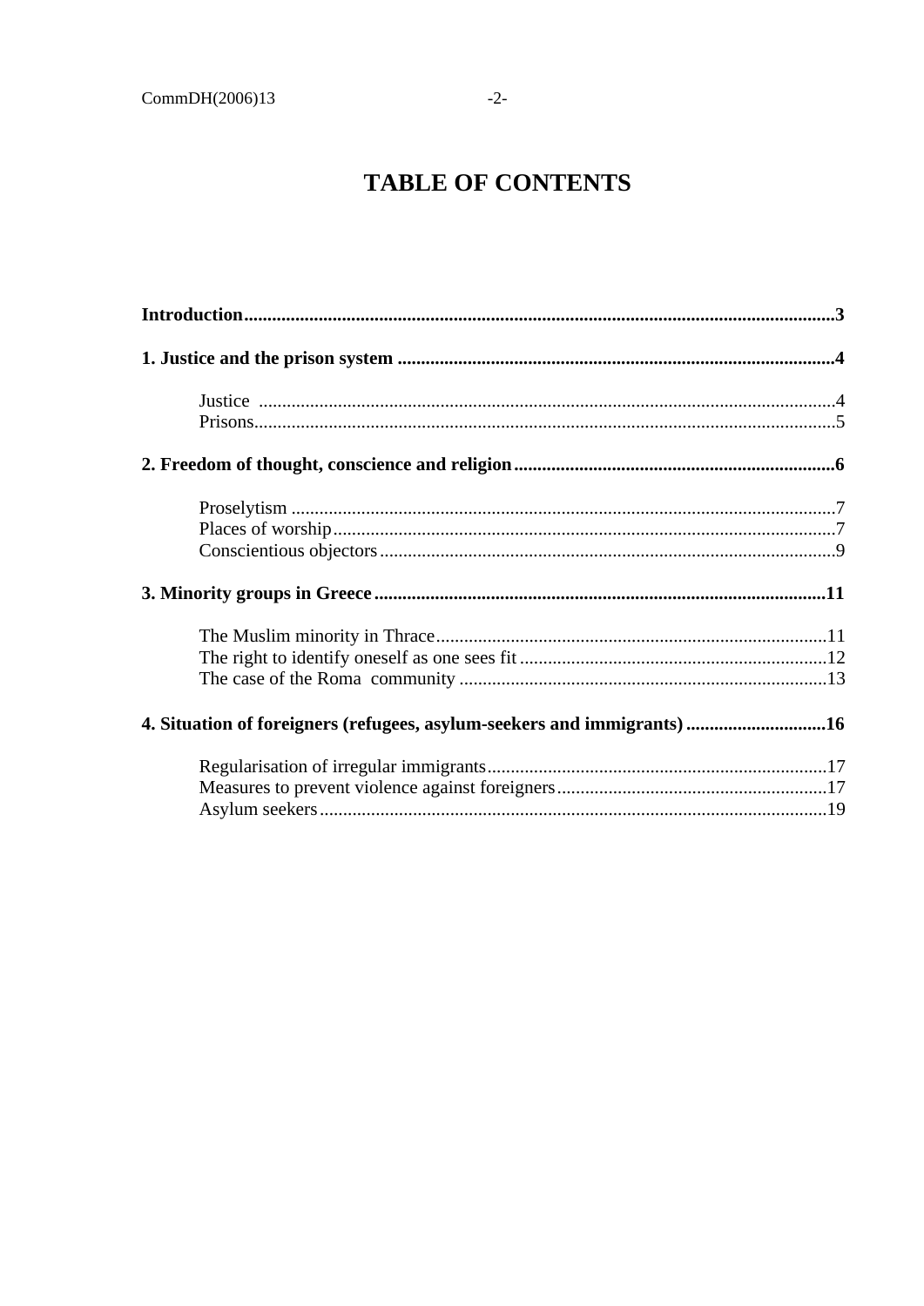# TABLE OF CONTENTS

**Introduction** .......... **3**

**1. Justice and the prison system** .......... **4**

- Justice .......... 4
- Prisons .......... 5

**2. Freedom of thought, conscience and religion** .......... **6**

- Proselytism .......... 7
- Places of worship .......... 7
- Conscientious objectors .......... 9

**3. Minority groups in Greece** .......... **11**

- The Muslim minority in Thrace .......... 11
- The right to identify oneself as one sees fit .......... 12
- The case of the Roma community .......... 13

**4. Situation of foreigners (refugees, asylum-seekers and immigrants)** .......... **16**

- Regularisation of irregular immigrants .......... 17
- Measures to prevent violence against foreigners .......... 17
- Asylum seekers .......... 19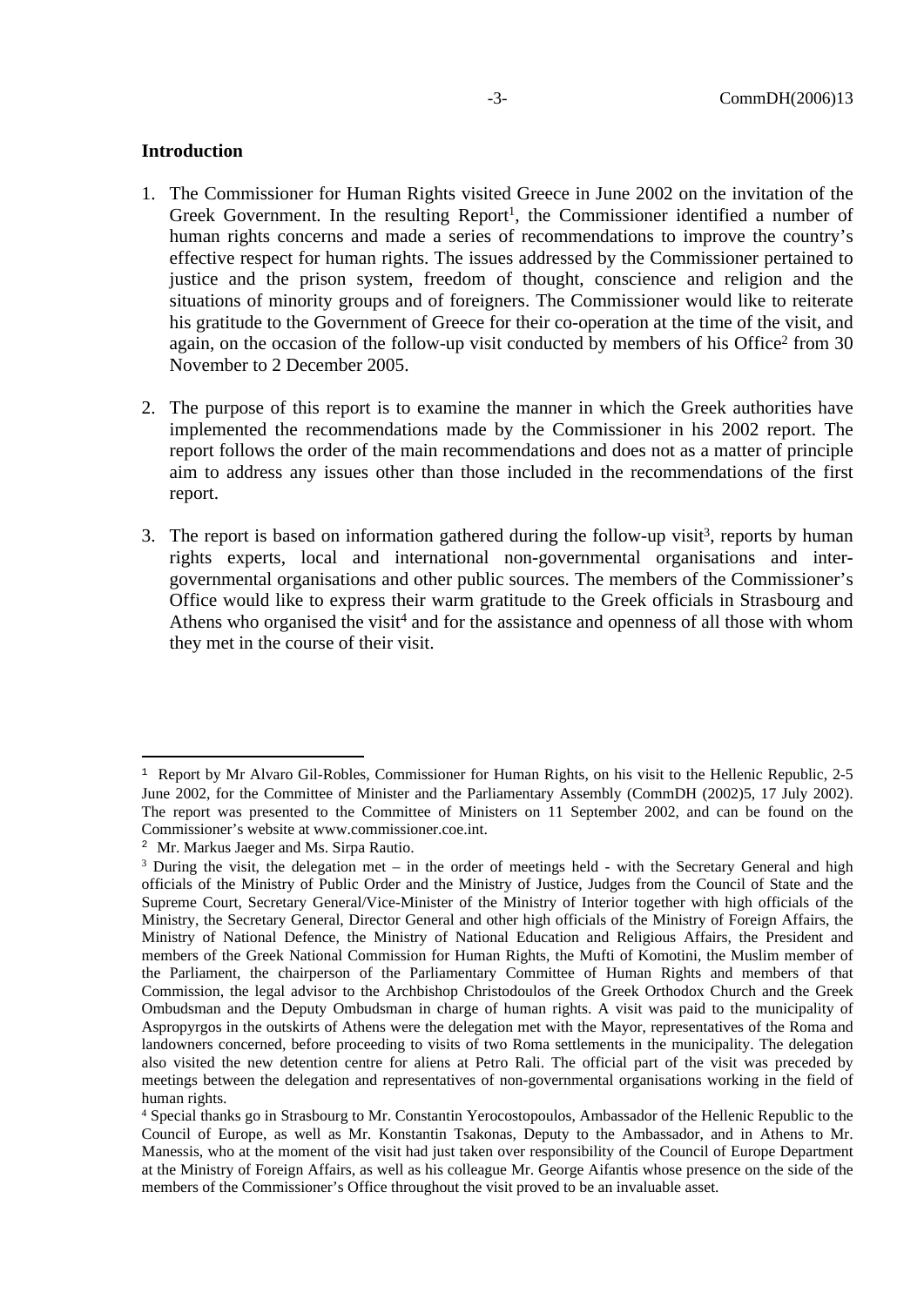## Introduction

1. The Commissioner for Human Rights visited Greece in June 2002 on the invitation of the Greek Government. In the resulting Report[1], the Commissioner identified a number of human rights concerns and made a series of recommendations to improve the country's effective respect for human rights. The issues addressed by the Commissioner pertained to justice and the prison system, freedom of thought, conscience and religion and the situations of minority groups and of foreigners. The Commissioner would like to reiterate his gratitude to the Government of Greece for their co-operation at the time of the visit, and again, on the occasion of the follow-up visit conducted by members of his Office[2] from 30 November to 2 December 2005.

2. The purpose of this report is to examine the manner in which the Greek authorities have implemented the recommendations made by the Commissioner in his 2002 report. The report follows the order of the main recommendations and does not as a matter of principle aim to address any issues other than those included in the recommendations of the first report.

3. The report is based on information gathered during the follow-up visit[3], reports by human rights experts, local and international non-governmental organisations and inter-governmental organisations and other public sources. The members of the Commissioner's Office would like to express their warm gratitude to the Greek officials in Strasbourg and Athens who organised the visit[4] and for the assistance and openness of all those with whom they met in the course of their visit.

---

[1] Report by Mr Alvaro Gil-Robles, Commissioner for Human Rights, on his visit to the Hellenic Republic, 2-5 June 2002, for the Committee of Minister and the Parliamentary Assembly (CommDH (2002)5, 17 July 2002). The report was presented to the Committee of Ministers on 11 September 2002, and can be found on the Commissioner's website at www.commissioner.coe.int.

[2] Mr. Markus Jaeger and Ms. Sirpa Rautio.

[3] During the visit, the delegation met – in the order of meetings held - with the Secretary General and high officials of the Ministry of Public Order and the Ministry of Justice, Judges from the Council of State and the Supreme Court, Secretary General/Vice-Minister of the Ministry of Interior together with high officials of the Ministry, the Secretary General, Director General and other high officials of the Ministry of Foreign Affairs, the Ministry of National Defence, the Ministry of National Education and Religious Affairs, the President and members of the Greek National Commission for Human Rights, the Mufti of Komotini, the Muslim member of the Parliament, the chairperson of the Parliamentary Committee of Human Rights and members of that Commission, the legal advisor to the Archbishop Christodoulos of the Greek Orthodox Church and the Greek Ombudsman and the Deputy Ombudsman in charge of human rights. A visit was paid to the municipality of Aspropyrgos in the outskirts of Athens were the delegation met with the Mayor, representatives of the Roma and landowners concerned, before proceeding to visits of two Roma settlements in the municipality. The delegation also visited the new detention centre for aliens at Petro Rali. The official part of the visit was preceded by meetings between the delegation and representatives of non-governmental organisations working in the field of human rights.

[4] Special thanks go in Strasbourg to Mr. Constantin Yerocostopoulos, Ambassador of the Hellenic Republic to the Council of Europe, as well as Mr. Konstantin Tsakonas, Deputy to the Ambassador, and in Athens to Mr. Manessis, who at the moment of the visit had just taken over responsibility of the Council of Europe Department at the Ministry of Foreign Affairs, as well as his colleague Mr. George Aifantis whose presence on the side of the members of the Commissioner's Office throughout the visit proved to be an invaluable asset.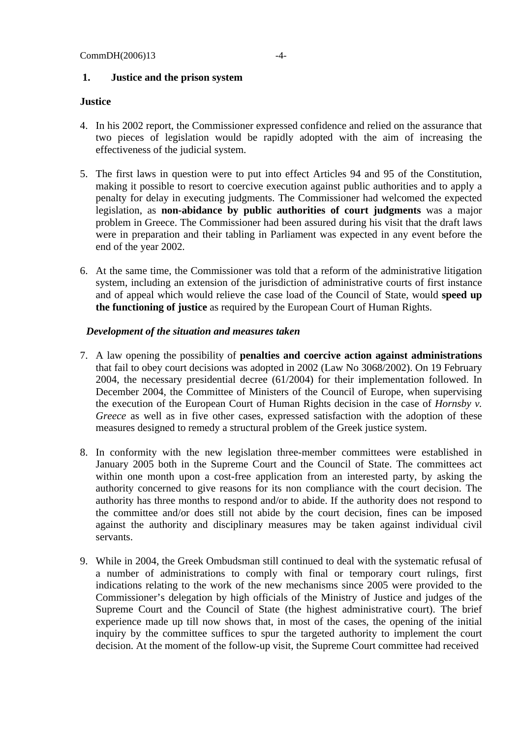## 1. Justice and the prison system

### Justice

4. In his 2002 report, the Commissioner expressed confidence and relied on the assurance that two pieces of legislation would be rapidly adopted with the aim of increasing the effectiveness of the judicial system.

5. The first laws in question were to put into effect Articles 94 and 95 of the Constitution, making it possible to resort to coercive execution against public authorities and to apply a penalty for delay in executing judgments. The Commissioner had welcomed the expected legislation, as **non-abidance by public authorities of court judgments** was a major problem in Greece. The Commissioner had been assured during his visit that the draft laws were in preparation and their tabling in Parliament was expected in any event before the end of the year 2002.

6. At the same time, the Commissioner was told that a reform of the administrative litigation system, including an extension of the jurisdiction of administrative courts of first instance and of appeal which would relieve the case load of the Council of State, would **speed up the functioning of justice** as required by the European Court of Human Rights.

#### *Development of the situation and measures taken*

7. A law opening the possibility of **penalties and coercive action against administrations** that fail to obey court decisions was adopted in 2002 (Law No 3068/2002). On 19 February 2004, the necessary presidential decree (61/2004) for their implementation followed. In December 2004, the Committee of Ministers of the Council of Europe, when supervising the execution of the European Court of Human Rights decision in the case of *Hornsby v. Greece* as well as in five other cases, expressed satisfaction with the adoption of these measures designed to remedy a structural problem of the Greek justice system.

8. In conformity with the new legislation three-member committees were established in January 2005 both in the Supreme Court and the Council of State. The committees act within one month upon a cost-free application from an interested party, by asking the authority concerned to give reasons for its non compliance with the court decision. The authority has three months to respond and/or to abide. If the authority does not respond to the committee and/or does still not abide by the court decision, fines can be imposed against the authority and disciplinary measures may be taken against individual civil servants.

9. While in 2004, the Greek Ombudsman still continued to deal with the systematic refusal of a number of administrations to comply with final or temporary court rulings, first indications relating to the work of the new mechanisms since 2005 were provided to the Commissioner's delegation by high officials of the Ministry of Justice and judges of the Supreme Court and the Council of State (the highest administrative court). The brief experience made up till now shows that, in most of the cases, the opening of the initial inquiry by the committee suffices to spur the targeted authority to implement the court decision. At the moment of the follow-up visit, the Supreme Court committee had received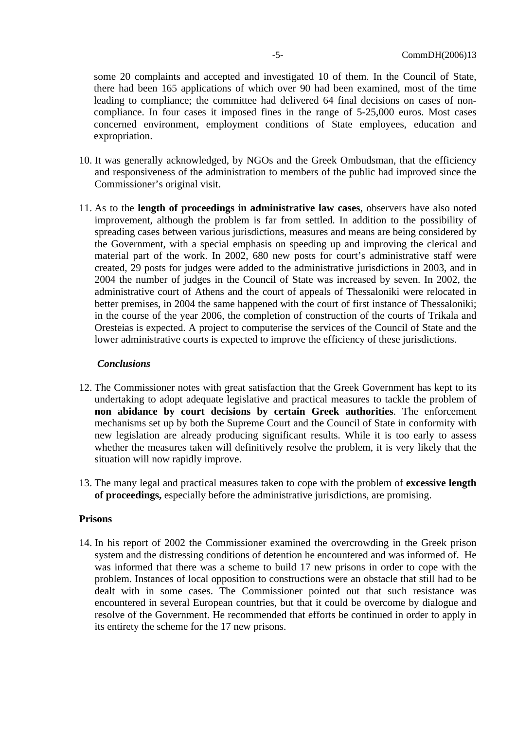some 20 complaints and accepted and investigated 10 of them. In the Council of State, there had been 165 applications of which over 90 had been examined, most of the time leading to compliance; the committee had delivered 64 final decisions on cases of non-compliance. In four cases it imposed fines in the range of 5-25,000 euros. Most cases concerned environment, employment conditions of State employees, education and expropriation.

10. It was generally acknowledged, by NGOs and the Greek Ombudsman, that the efficiency and responsiveness of the administration to members of the public had improved since the Commissioner's original visit.

11. As to the **length of proceedings in administrative law cases**, observers have also noted improvement, although the problem is far from settled. In addition to the possibility of spreading cases between various jurisdictions, measures and means are being considered by the Government, with a special emphasis on speeding up and improving the clerical and material part of the work. In 2002, 680 new posts for court's administrative staff were created, 29 posts for judges were added to the administrative jurisdictions in 2003, and in 2004 the number of judges in the Council of State was increased by seven. In 2002, the administrative court of Athens and the court of appeals of Thessaloniki were relocated in better premises, in 2004 the same happened with the court of first instance of Thessaloniki; in the course of the year 2006, the completion of construction of the courts of Trikala and Oresteias is expected. A project to computerise the services of the Council of State and the lower administrative courts is expected to improve the efficiency of these jurisdictions.

*Conclusions*

12. The Commissioner notes with great satisfaction that the Greek Government has kept to its undertaking to adopt adequate legislative and practical measures to tackle the problem of **non abidance by court decisions by certain Greek authorities**. The enforcement mechanisms set up by both the Supreme Court and the Council of State in conformity with new legislation are already producing significant results. While it is too early to assess whether the measures taken will definitively resolve the problem, it is very likely that the situation will now rapidly improve.

13. The many legal and practical measures taken to cope with the problem of **excessive length of proceedings,** especially before the administrative jurisdictions, are promising.

**Prisons**

14. In his report of 2002 the Commissioner examined the overcrowding in the Greek prison system and the distressing conditions of detention he encountered and was informed of. He was informed that there was a scheme to build 17 new prisons in order to cope with the problem. Instances of local opposition to constructions were an obstacle that still had to be dealt with in some cases. The Commissioner pointed out that such resistance was encountered in several European countries, but that it could be overcome by dialogue and resolve of the Government. He recommended that efforts be continued in order to apply in its entirety the scheme for the 17 new prisons.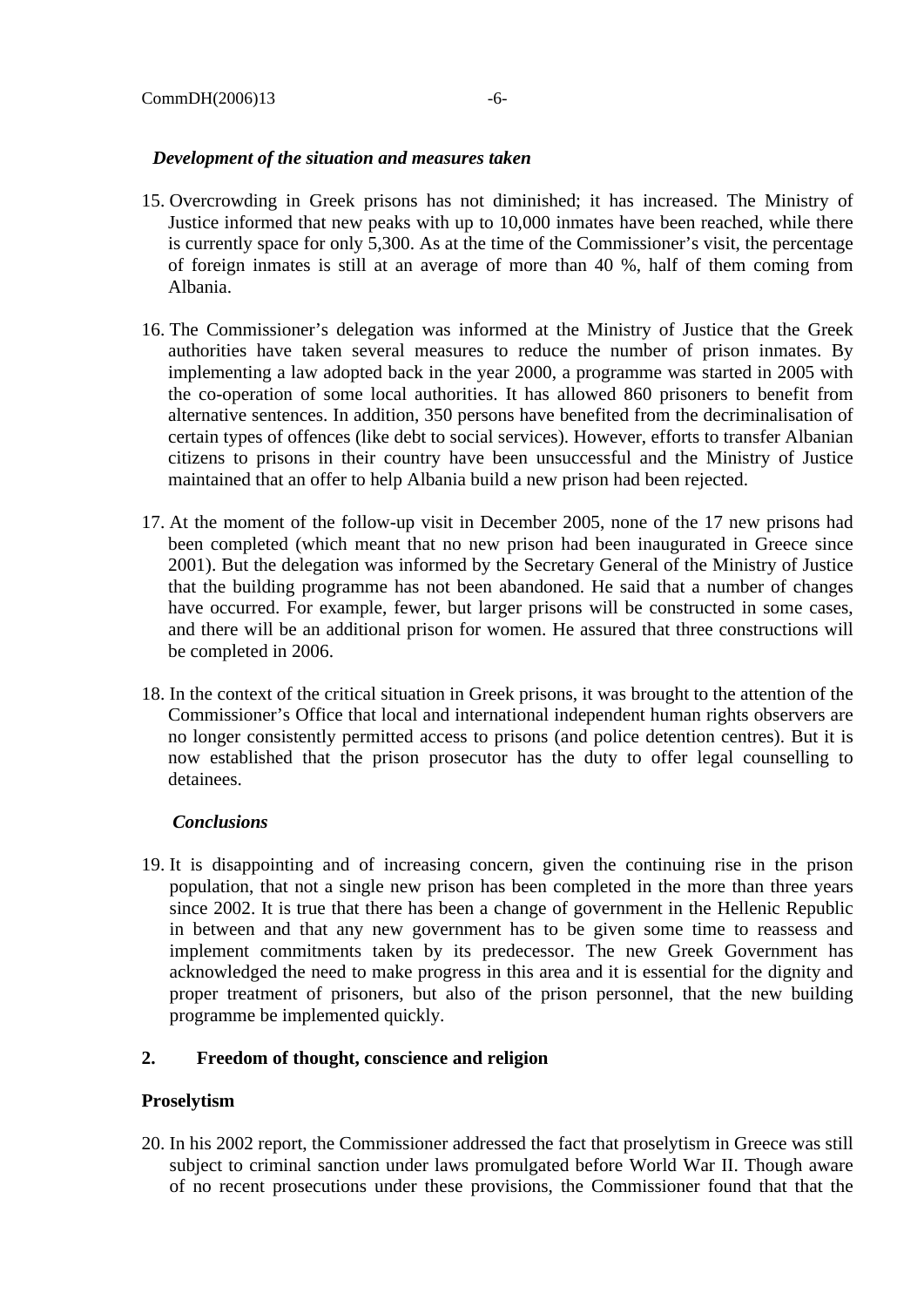*Development of the situation and measures taken*

15. Overcrowding in Greek prisons has not diminished; it has increased. The Ministry of Justice informed that new peaks with up to 10,000 inmates have been reached, while there is currently space for only 5,300. As at the time of the Commissioner's visit, the percentage of foreign inmates is still at an average of more than 40 %, half of them coming from Albania.

16. The Commissioner's delegation was informed at the Ministry of Justice that the Greek authorities have taken several measures to reduce the number of prison inmates. By implementing a law adopted back in the year 2000, a programme was started in 2005 with the co-operation of some local authorities. It has allowed 860 prisoners to benefit from alternative sentences. In addition, 350 persons have benefited from the decriminalisation of certain types of offences (like debt to social services). However, efforts to transfer Albanian citizens to prisons in their country have been unsuccessful and the Ministry of Justice maintained that an offer to help Albania build a new prison had been rejected.

17. At the moment of the follow-up visit in December 2005, none of the 17 new prisons had been completed (which meant that no new prison had been inaugurated in Greece since 2001). But the delegation was informed by the Secretary General of the Ministry of Justice that the building programme has not been abandoned. He said that a number of changes have occurred. For example, fewer, but larger prisons will be constructed in some cases, and there will be an additional prison for women. He assured that three constructions will be completed in 2006.

18. In the context of the critical situation in Greek prisons, it was brought to the attention of the Commissioner's Office that local and international independent human rights observers are no longer consistently permitted access to prisons (and police detention centres). But it is now established that the prison prosecutor has the duty to offer legal counselling to detainees.

*Conclusions*

19. It is disappointing and of increasing concern, given the continuing rise in the prison population, that not a single new prison has been completed in the more than three years since 2002. It is true that there has been a change of government in the Hellenic Republic in between and that any new government has to be given some time to reassess and implement commitments taken by its predecessor. The new Greek Government has acknowledged the need to make progress in this area and it is essential for the dignity and proper treatment of prisoners, but also of the prison personnel, that the new building programme be implemented quickly.

## 2. Freedom of thought, conscience and religion

### Proselytism

20. In his 2002 report, the Commissioner addressed the fact that proselytism in Greece was still subject to criminal sanction under laws promulgated before World War II. Though aware of no recent prosecutions under these provisions, the Commissioner found that that the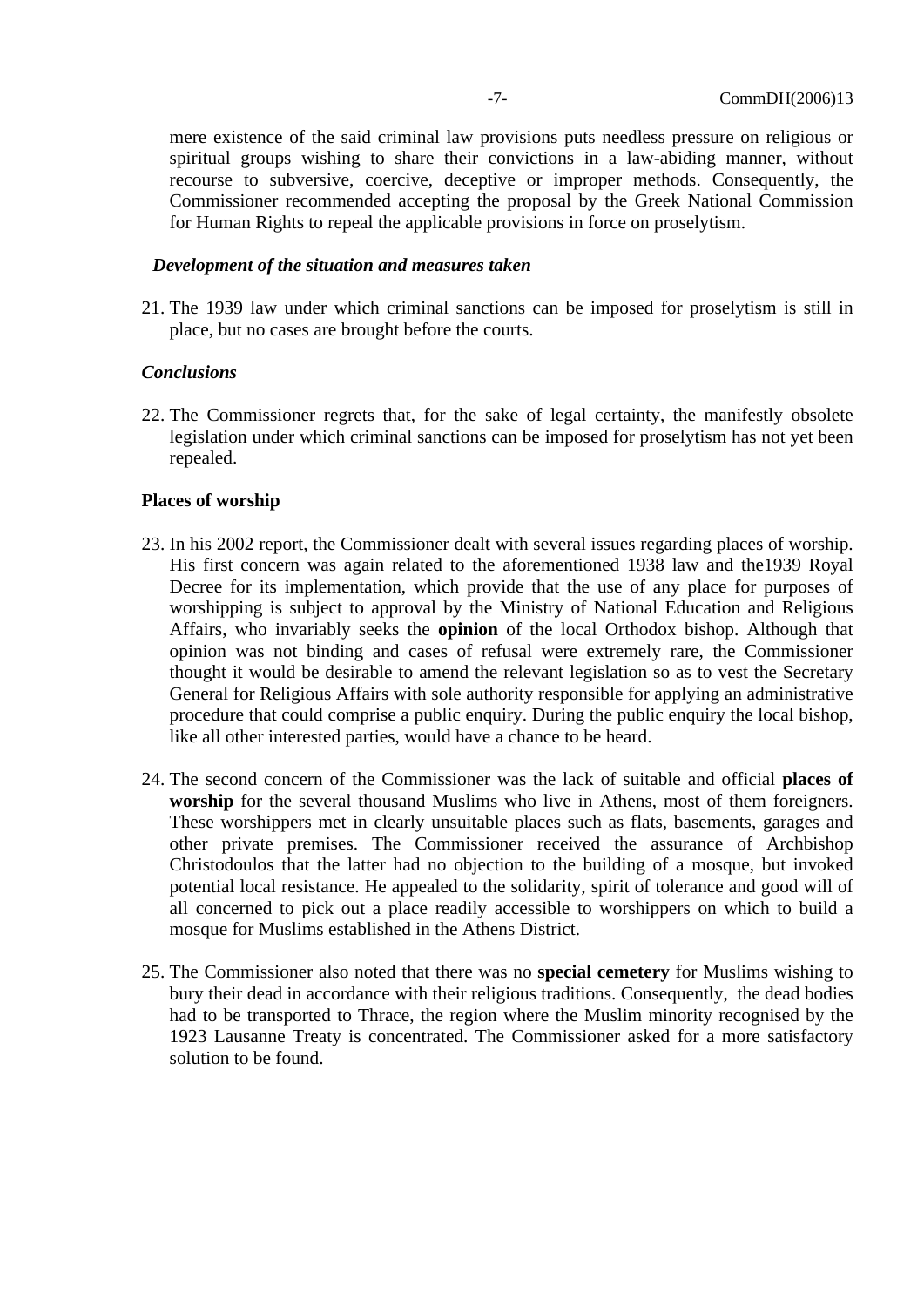mere existence of the said criminal law provisions puts needless pressure on religious or spiritual groups wishing to share their convictions in a law-abiding manner, without recourse to subversive, coercive, deceptive or improper methods. Consequently, the Commissioner recommended accepting the proposal by the Greek National Commission for Human Rights to repeal the applicable provisions in force on proselytism.

*Development of the situation and measures taken*

21. The 1939 law under which criminal sanctions can be imposed for proselytism is still in place, but no cases are brought before the courts.

*Conclusions*

22. The Commissioner regrets that, for the sake of legal certainty, the manifestly obsolete legislation under which criminal sanctions can be imposed for proselytism has not yet been repealed.

**Places of worship**

23. In his 2002 report, the Commissioner dealt with several issues regarding places of worship. His first concern was again related to the aforementioned 1938 law and the1939 Royal Decree for its implementation, which provide that the use of any place for purposes of worshipping is subject to approval by the Ministry of National Education and Religious Affairs, who invariably seeks the **opinion** of the local Orthodox bishop. Although that opinion was not binding and cases of refusal were extremely rare, the Commissioner thought it would be desirable to amend the relevant legislation so as to vest the Secretary General for Religious Affairs with sole authority responsible for applying an administrative procedure that could comprise a public enquiry. During the public enquiry the local bishop, like all other interested parties, would have a chance to be heard.

24. The second concern of the Commissioner was the lack of suitable and official **places of worship** for the several thousand Muslims who live in Athens, most of them foreigners. These worshippers met in clearly unsuitable places such as flats, basements, garages and other private premises. The Commissioner received the assurance of Archbishop Christodoulos that the latter had no objection to the building of a mosque, but invoked potential local resistance. He appealed to the solidarity, spirit of tolerance and good will of all concerned to pick out a place readily accessible to worshippers on which to build a mosque for Muslims established in the Athens District.

25. The Commissioner also noted that there was no **special cemetery** for Muslims wishing to bury their dead in accordance with their religious traditions. Consequently, the dead bodies had to be transported to Thrace, the region where the Muslim minority recognised by the 1923 Lausanne Treaty is concentrated. The Commissioner asked for a more satisfactory solution to be found.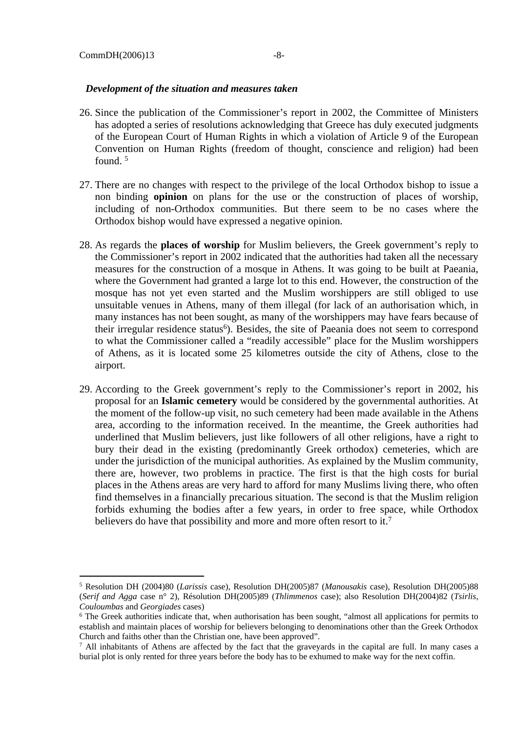***Development of the situation and measures taken***

26. Since the publication of the Commissioner's report in 2002, the Committee of Ministers has adopted a series of resolutions acknowledging that Greece has duly executed judgments of the European Court of Human Rights in which a violation of Article 9 of the European Convention on Human Rights (freedom of thought, conscience and religion) had been found. [5]

27. There are no changes with respect to the privilege of the local Orthodox bishop to issue a non binding **opinion** on plans for the use or the construction of places of worship, including of non-Orthodox communities. But there seem to be no cases where the Orthodox bishop would have expressed a negative opinion.

28. As regards the **places of worship** for Muslim believers, the Greek government's reply to the Commissioner's report in 2002 indicated that the authorities had taken all the necessary measures for the construction of a mosque in Athens. It was going to be built at Paeania, where the Government had granted a large lot to this end. However, the construction of the mosque has not yet even started and the Muslim worshippers are still obliged to use unsuitable venues in Athens, many of them illegal (for lack of an authorisation which, in many instances has not been sought, as many of the worshippers may have fears because of their irregular residence status[6]). Besides, the site of Paeania does not seem to correspond to what the Commissioner called a "readily accessible" place for the Muslim worshippers of Athens, as it is located some 25 kilometres outside the city of Athens, close to the airport.

29. According to the Greek government's reply to the Commissioner's report in 2002, his proposal for an **Islamic cemetery** would be considered by the governmental authorities. At the moment of the follow-up visit, no such cemetery had been made available in the Athens area, according to the information received. In the meantime, the Greek authorities had underlined that Muslim believers, just like followers of all other religions, have a right to bury their dead in the existing (predominantly Greek orthodox) cemeteries, which are under the jurisdiction of the municipal authorities. As explained by the Muslim community, there are, however, two problems in practice. The first is that the high costs for burial places in the Athens areas are very hard to afford for many Muslims living there, who often find themselves in a financially precarious situation. The second is that the Muslim religion forbids exhuming the bodies after a few years, in order to free space, while Orthodox believers do have that possibility and more and more often resort to it.[7]

---

[5] Resolution DH (2004)80 (*Larissis* case), Resolution DH(2005)87 (*Manousakis* case), Resolution DH(2005)88 (*Serif and Agga* case n° 2), Résolution DH(2005)89 (*Thlimmenos* case); also Resolution DH(2004)82 (*Tsirlis, Couloumbas* and *Georgiades* cases)

[6] The Greek authorities indicate that, when authorisation has been sought, "almost all applications for permits to establish and maintain places of worship for believers belonging to denominations other than the Greek Orthodox Church and faiths other than the Christian one, have been approved".

[7] All inhabitants of Athens are affected by the fact that the graveyards in the capital are full. In many cases a burial plot is only rented for three years before the body has to be exhumed to make way for the next coffin.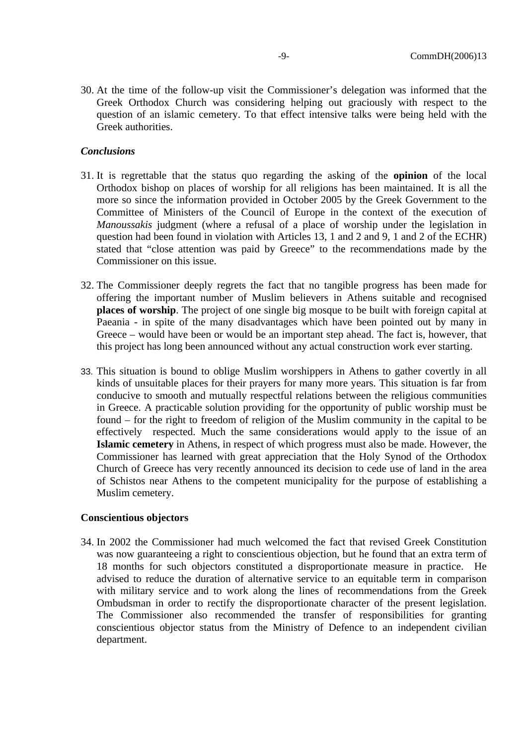30. At the time of the follow-up visit the Commissioner's delegation was informed that the Greek Orthodox Church was considering helping out graciously with respect to the question of an islamic cemetery. To that effect intensive talks were being held with the Greek authorities.

***Conclusions***

31. It is regrettable that the status quo regarding the asking of the **opinion** of the local Orthodox bishop on places of worship for all religions has been maintained. It is all the more so since the information provided in October 2005 by the Greek Government to the Committee of Ministers of the Council of Europe in the context of the execution of *Manoussakis* judgment (where a refusal of a place of worship under the legislation in question had been found in violation with Articles 13, 1 and 2 and 9, 1 and 2 of the ECHR) stated that "close attention was paid by Greece" to the recommendations made by the Commissioner on this issue.

32. The Commissioner deeply regrets the fact that no tangible progress has been made for offering the important number of Muslim believers in Athens suitable and recognised **places of worship**. The project of one single big mosque to be built with foreign capital at Paeania - in spite of the many disadvantages which have been pointed out by many in Greece – would have been or would be an important step ahead. The fact is, however, that this project has long been announced without any actual construction work ever starting.

33. This situation is bound to oblige Muslim worshippers in Athens to gather covertly in all kinds of unsuitable places for their prayers for many more years. This situation is far from conducive to smooth and mutually respectful relations between the religious communities in Greece. A practicable solution providing for the opportunity of public worship must be found – for the right to freedom of religion of the Muslim community in the capital to be effectively respected. Much the same considerations would apply to the issue of an **Islamic cemetery** in Athens, in respect of which progress must also be made. However, the Commissioner has learned with great appreciation that the Holy Synod of the Orthodox Church of Greece has very recently announced its decision to cede use of land in the area of Schistos near Athens to the competent municipality for the purpose of establishing a Muslim cemetery.

**Conscientious objectors**

34. In 2002 the Commissioner had much welcomed the fact that revised Greek Constitution was now guaranteeing a right to conscientious objection, but he found that an extra term of 18 months for such objectors constituted a disproportionate measure in practice. He advised to reduce the duration of alternative service to an equitable term in comparison with military service and to work along the lines of recommendations from the Greek Ombudsman in order to rectify the disproportionate character of the present legislation. The Commissioner also recommended the transfer of responsibilities for granting conscientious objector status from the Ministry of Defence to an independent civilian department.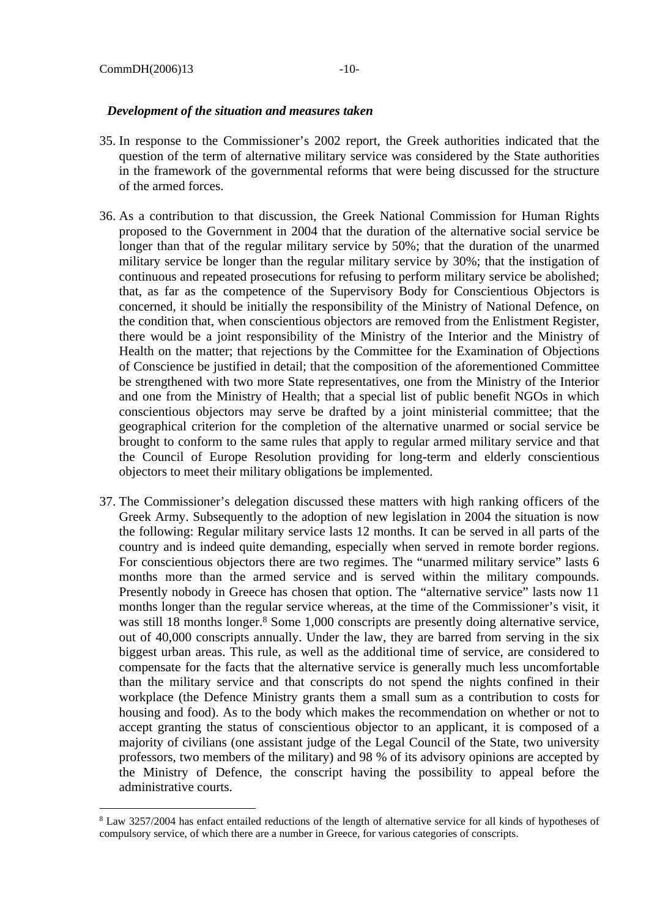### *Development of the situation and measures taken*

35. In response to the Commissioner's 2002 report, the Greek authorities indicated that the question of the term of alternative military service was considered by the State authorities in the framework of the governmental reforms that were being discussed for the structure of the armed forces.

36. As a contribution to that discussion, the Greek National Commission for Human Rights proposed to the Government in 2004 that the duration of the alternative social service be longer than that of the regular military service by 50%; that the duration of the unarmed military service be longer than the regular military service by 30%; that the instigation of continuous and repeated prosecutions for refusing to perform military service be abolished; that, as far as the competence of the Supervisory Body for Conscientious Objectors is concerned, it should be initially the responsibility of the Ministry of National Defence, on the condition that, when conscientious objectors are removed from the Enlistment Register, there would be a joint responsibility of the Ministry of the Interior and the Ministry of Health on the matter; that rejections by the Committee for the Examination of Objections of Conscience be justified in detail; that the composition of the aforementioned Committee be strengthened with two more State representatives, one from the Ministry of the Interior and one from the Ministry of Health; that a special list of public benefit NGOs in which conscientious objectors may serve be drafted by a joint ministerial committee; that the geographical criterion for the completion of the alternative unarmed or social service be brought to conform to the same rules that apply to regular armed military service and that the Council of Europe Resolution providing for long-term and elderly conscientious objectors to meet their military obligations be implemented.

37. The Commissioner's delegation discussed these matters with high ranking officers of the Greek Army. Subsequently to the adoption of new legislation in 2004 the situation is now the following: Regular military service lasts 12 months. It can be served in all parts of the country and is indeed quite demanding, especially when served in remote border regions. For conscientious objectors there are two regimes. The "unarmed military service" lasts 6 months more than the armed service and is served within the military compounds. Presently nobody in Greece has chosen that option. The "alternative service" lasts now 11 months longer than the regular service whereas, at the time of the Commissioner's visit, it was still 18 months longer.[8] Some 1,000 conscripts are presently doing alternative service, out of 40,000 conscripts annually. Under the law, they are barred from serving in the six biggest urban areas. This rule, as well as the additional time of service, are considered to compensate for the facts that the alternative service is generally much less uncomfortable than the military service and that conscripts do not spend the nights confined in their workplace (the Defence Ministry grants them a small sum as a contribution to costs for housing and food). As to the body which makes the recommendation on whether or not to accept granting the status of conscientious objector to an applicant, it is composed of a majority of civilians (one assistant judge of the Legal Council of the State, two university professors, two members of the military) and 98 % of its advisory opinions are accepted by the Ministry of Defence, the conscript having the possibility to appeal before the administrative courts.

[8] Law 3257/2004 has enfact entailed reductions of the length of alternative service for all kinds of hypotheses of compulsory service, of which there are a number in Greece, for various categories of conscripts.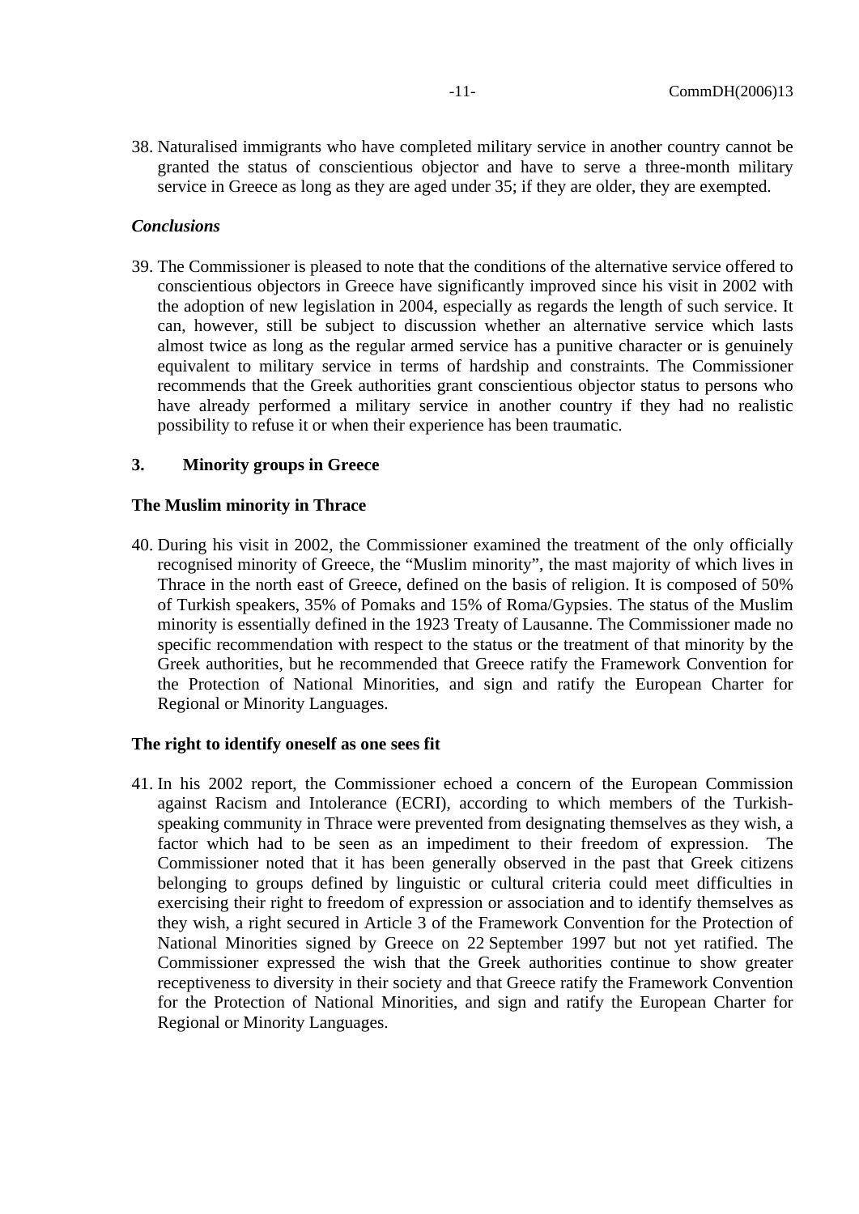38. Naturalised immigrants who have completed military service in another country cannot be granted the status of conscientious objector and have to serve a three-month military service in Greece as long as they are aged under 35; if they are older, they are exempted.

***Conclusions***

39. The Commissioner is pleased to note that the conditions of the alternative service offered to conscientious objectors in Greece have significantly improved since his visit in 2002 with the adoption of new legislation in 2004, especially as regards the length of such service. It can, however, still be subject to discussion whether an alternative service which lasts almost twice as long as the regular armed service has a punitive character or is genuinely equivalent to military service in terms of hardship and constraints. The Commissioner recommends that the Greek authorities grant conscientious objector status to persons who have already performed a military service in another country if they had no realistic possibility to refuse it or when their experience has been traumatic.

## 3. Minority groups in Greece

**The Muslim minority in Thrace**

40. During his visit in 2002, the Commissioner examined the treatment of the only officially recognised minority of Greece, the "Muslim minority", the mast majority of which lives in Thrace in the north east of Greece, defined on the basis of religion. It is composed of 50% of Turkish speakers, 35% of Pomaks and 15% of Roma/Gypsies. The status of the Muslim minority is essentially defined in the 1923 Treaty of Lausanne. The Commissioner made no specific recommendation with respect to the status or the treatment of that minority by the Greek authorities, but he recommended that Greece ratify the Framework Convention for the Protection of National Minorities, and sign and ratify the European Charter for Regional or Minority Languages.

**The right to identify oneself as one sees fit**

41. In his 2002 report, the Commissioner echoed a concern of the European Commission against Racism and Intolerance (ECRI), according to which members of the Turkish-speaking community in Thrace were prevented from designating themselves as they wish, a factor which had to be seen as an impediment to their freedom of expression. The Commissioner noted that it has been generally observed in the past that Greek citizens belonging to groups defined by linguistic or cultural criteria could meet difficulties in exercising their right to freedom of expression or association and to identify themselves as they wish, a right secured in Article 3 of the Framework Convention for the Protection of National Minorities signed by Greece on 22 September 1997 but not yet ratified. The Commissioner expressed the wish that the Greek authorities continue to show greater receptiveness to diversity in their society and that Greece ratify the Framework Convention for the Protection of National Minorities, and sign and ratify the European Charter for Regional or Minority Languages.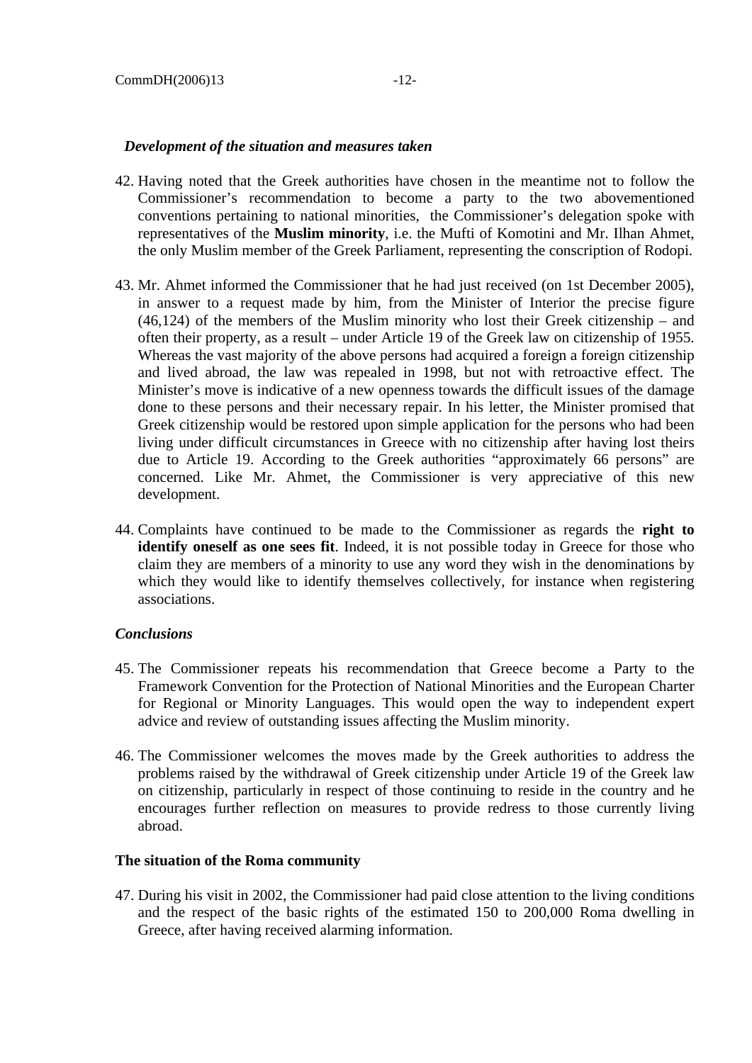*Development of the situation and measures taken*

42. Having noted that the Greek authorities have chosen in the meantime not to follow the Commissioner's recommendation to become a party to the two abovementioned conventions pertaining to national minorities, the Commissioner's delegation spoke with representatives of the **Muslim minority**, i.e. the Mufti of Komotini and Mr. Ilhan Ahmet, the only Muslim member of the Greek Parliament, representing the conscription of Rodopi.

43. Mr. Ahmet informed the Commissioner that he had just received (on 1st December 2005), in answer to a request made by him, from the Minister of Interior the precise figure (46,124) of the members of the Muslim minority who lost their Greek citizenship – and often their property, as a result – under Article 19 of the Greek law on citizenship of 1955. Whereas the vast majority of the above persons had acquired a foreign a foreign citizenship and lived abroad, the law was repealed in 1998, but not with retroactive effect. The Minister's move is indicative of a new openness towards the difficult issues of the damage done to these persons and their necessary repair. In his letter, the Minister promised that Greek citizenship would be restored upon simple application for the persons who had been living under difficult circumstances in Greece with no citizenship after having lost theirs due to Article 19. According to the Greek authorities "approximately 66 persons" are concerned. Like Mr. Ahmet, the Commissioner is very appreciative of this new development.

44. Complaints have continued to be made to the Commissioner as regards the **right to identify oneself as one sees fit**. Indeed, it is not possible today in Greece for those who claim they are members of a minority to use any word they wish in the denominations by which they would like to identify themselves collectively, for instance when registering associations.

*Conclusions*

45. The Commissioner repeats his recommendation that Greece become a Party to the Framework Convention for the Protection of National Minorities and the European Charter for Regional or Minority Languages. This would open the way to independent expert advice and review of outstanding issues affecting the Muslim minority.

46. The Commissioner welcomes the moves made by the Greek authorities to address the problems raised by the withdrawal of Greek citizenship under Article 19 of the Greek law on citizenship, particularly in respect of those continuing to reside in the country and he encourages further reflection on measures to provide redress to those currently living abroad.

**The situation of the Roma community**

47. During his visit in 2002, the Commissioner had paid close attention to the living conditions and the respect of the basic rights of the estimated 150 to 200,000 Roma dwelling in Greece, after having received alarming information.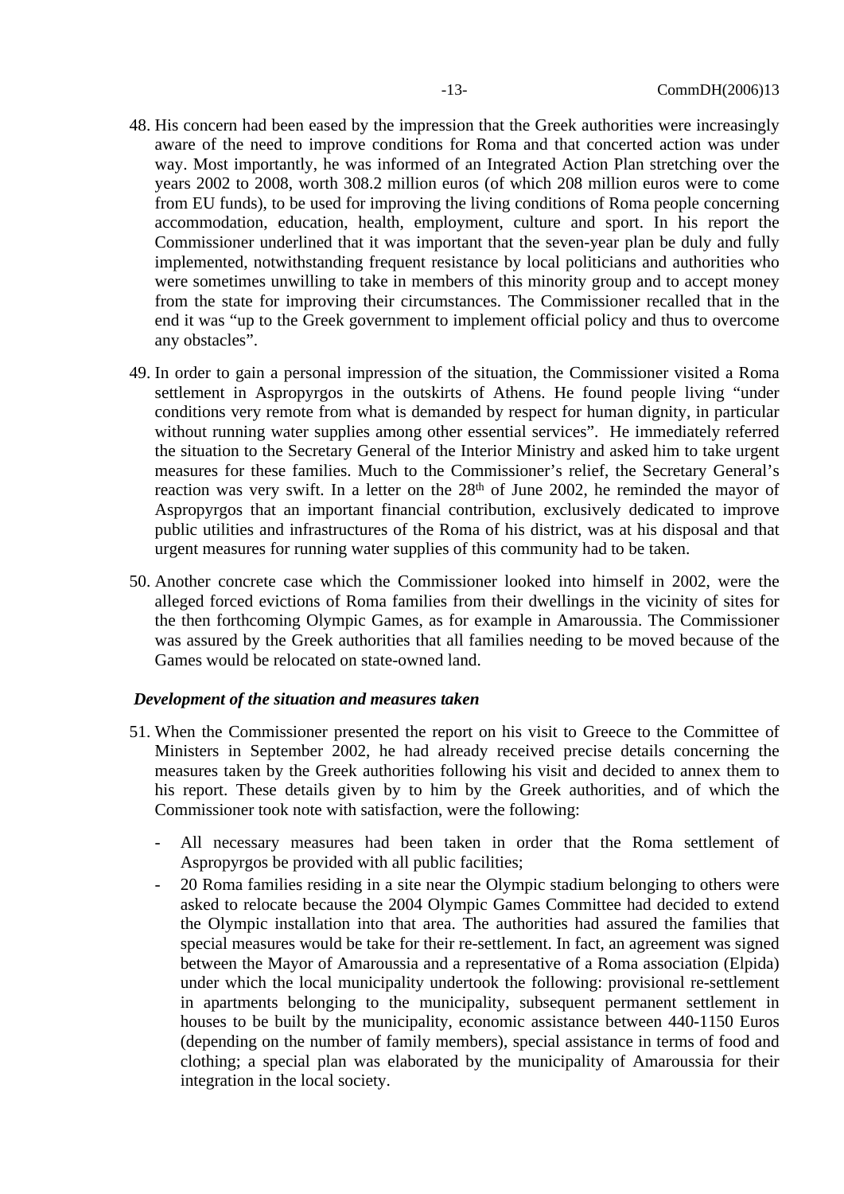48. His concern had been eased by the impression that the Greek authorities were increasingly aware of the need to improve conditions for Roma and that concerted action was under way. Most importantly, he was informed of an Integrated Action Plan stretching over the years 2002 to 2008, worth 308.2 million euros (of which 208 million euros were to come from EU funds), to be used for improving the living conditions of Roma people concerning accommodation, education, health, employment, culture and sport. In his report the Commissioner underlined that it was important that the seven-year plan be duly and fully implemented, notwithstanding frequent resistance by local politicians and authorities who were sometimes unwilling to take in members of this minority group and to accept money from the state for improving their circumstances. The Commissioner recalled that in the end it was "up to the Greek government to implement official policy and thus to overcome any obstacles".

49. In order to gain a personal impression of the situation, the Commissioner visited a Roma settlement in Aspropyrgos in the outskirts of Athens. He found people living "under conditions very remote from what is demanded by respect for human dignity, in particular without running water supplies among other essential services". He immediately referred the situation to the Secretary General of the Interior Ministry and asked him to take urgent measures for these families. Much to the Commissioner's relief, the Secretary General's reaction was very swift. In a letter on the 28th of June 2002, he reminded the mayor of Aspropyrgos that an important financial contribution, exclusively dedicated to improve public utilities and infrastructures of the Roma of his district, was at his disposal and that urgent measures for running water supplies of this community had to be taken.

50. Another concrete case which the Commissioner looked into himself in 2002, were the alleged forced evictions of Roma families from their dwellings in the vicinity of sites for the then forthcoming Olympic Games, as for example in Amaroussia. The Commissioner was assured by the Greek authorities that all families needing to be moved because of the Games would be relocated on state-owned land.

***Development of the situation and measures taken***

51. When the Commissioner presented the report on his visit to Greece to the Committee of Ministers in September 2002, he had already received precise details concerning the measures taken by the Greek authorities following his visit and decided to annex them to his report. These details given by to him by the Greek authorities, and of which the Commissioner took note with satisfaction, were the following:

    - All necessary measures had been taken in order that the Roma settlement of Aspropyrgos be provided with all public facilities;
    - 20 Roma families residing in a site near the Olympic stadium belonging to others were asked to relocate because the 2004 Olympic Games Committee had decided to extend the Olympic installation into that area. The authorities had assured the families that special measures would be take for their re-settlement. In fact, an agreement was signed between the Mayor of Amaroussia and a representative of a Roma association (Elpida) under which the local municipality undertook the following: provisional re-settlement in apartments belonging to the municipality, subsequent permanent settlement in houses to be built by the municipality, economic assistance between 440-1150 Euros (depending on the number of family members), special assistance in terms of food and clothing; a special plan was elaborated by the municipality of Amaroussia for their integration in the local society.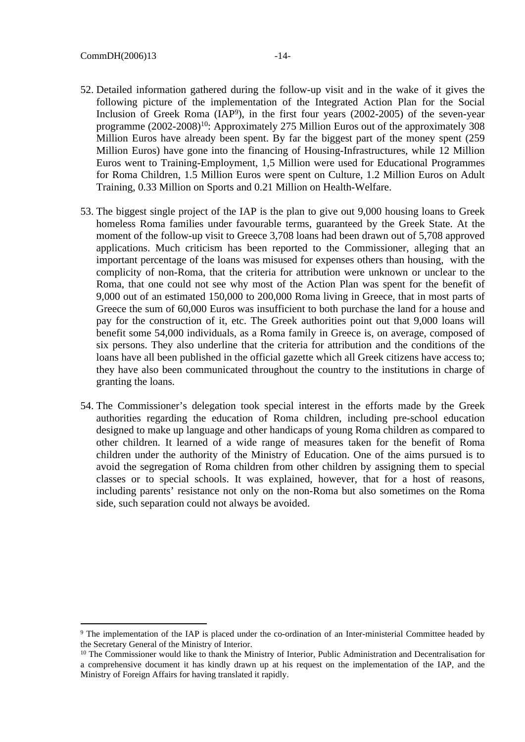52. Detailed information gathered during the follow-up visit and in the wake of it gives the following picture of the implementation of the Integrated Action Plan for the Social Inclusion of Greek Roma (IAP[9]), in the first four years (2002-2005) of the seven-year programme (2002-2008)[10]: Approximately 275 Million Euros out of the approximately 308 Million Euros have already been spent. By far the biggest part of the money spent (259 Million Euros) have gone into the financing of Housing-Infrastructures, while 12 Million Euros went to Training-Employment, 1,5 Million were used for Educational Programmes for Roma Children, 1.5 Million Euros were spent on Culture, 1.2 Million Euros on Adult Training, 0.33 Million on Sports and 0.21 Million on Health-Welfare.

53. The biggest single project of the IAP is the plan to give out 9,000 housing loans to Greek homeless Roma families under favourable terms, guaranteed by the Greek State. At the moment of the follow-up visit to Greece 3,708 loans had been drawn out of 5,708 approved applications. Much criticism has been reported to the Commissioner, alleging that an important percentage of the loans was misused for expenses others than housing, with the complicity of non-Roma, that the criteria for attribution were unknown or unclear to the Roma, that one could not see why most of the Action Plan was spent for the benefit of 9,000 out of an estimated 150,000 to 200,000 Roma living in Greece, that in most parts of Greece the sum of 60,000 Euros was insufficient to both purchase the land for a house and pay for the construction of it, etc. The Greek authorities point out that 9,000 loans will benefit some 54,000 individuals, as a Roma family in Greece is, on average, composed of six persons. They also underline that the criteria for attribution and the conditions of the loans have all been published in the official gazette which all Greek citizens have access to; they have also been communicated throughout the country to the institutions in charge of granting the loans.

54. The Commissioner's delegation took special interest in the efforts made by the Greek authorities regarding the education of Roma children, including pre-school education designed to make up language and other handicaps of young Roma children as compared to other children. It learned of a wide range of measures taken for the benefit of Roma children under the authority of the Ministry of Education. One of the aims pursued is to avoid the segregation of Roma children from other children by assigning them to special classes or to special schools. It was explained, however, that for a host of reasons, including parents' resistance not only on the non-Roma but also sometimes on the Roma side, such separation could not always be avoided.

---

[9] The implementation of the IAP is placed under the co-ordination of an Inter-ministerial Committee headed by the Secretary General of the Ministry of Interior.

[10] The Commissioner would like to thank the Ministry of Interior, Public Administration and Decentralisation for a comprehensive document it has kindly drawn up at his request on the implementation of the IAP, and the Ministry of Foreign Affairs for having translated it rapidly.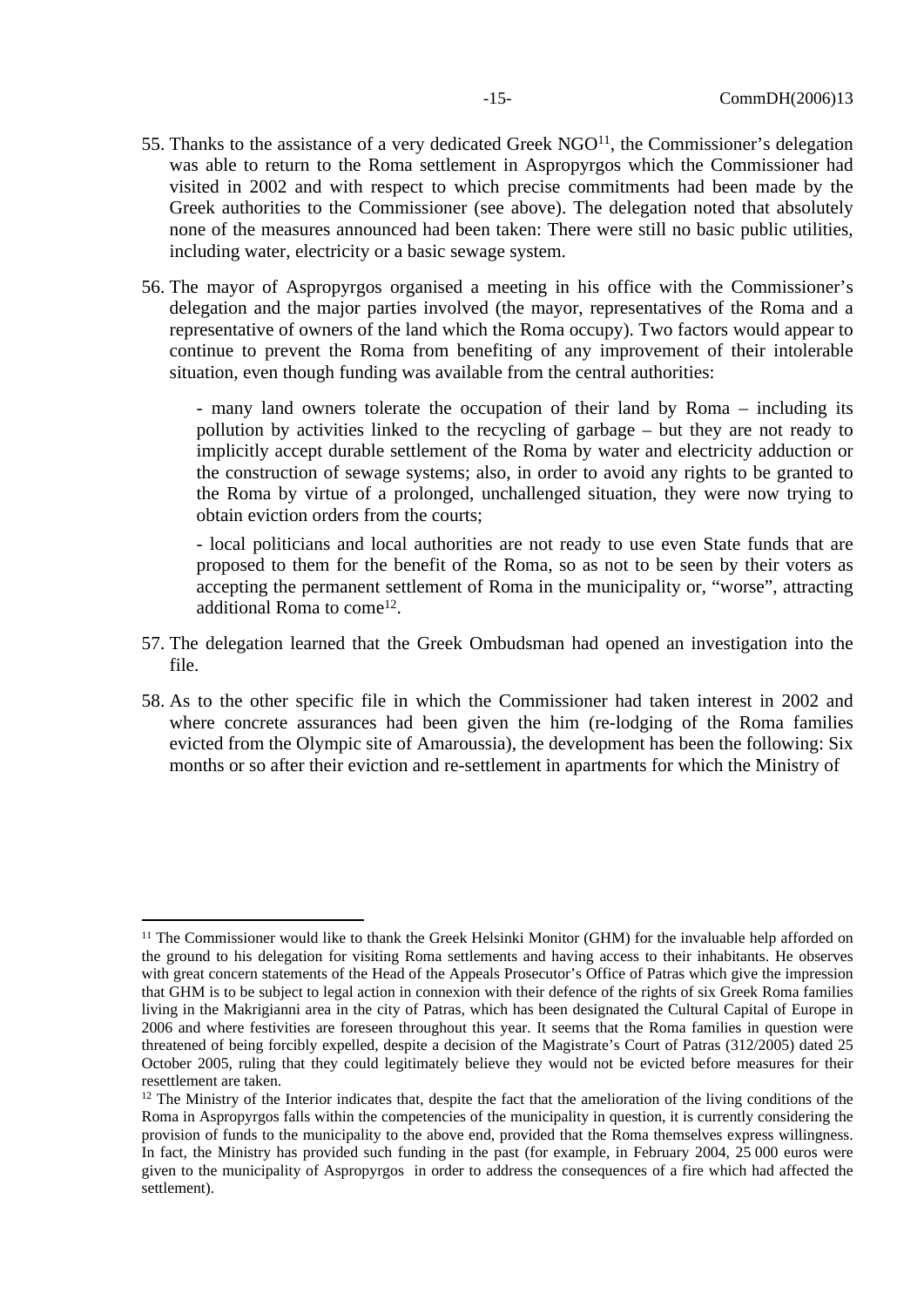55. Thanks to the assistance of a very dedicated Greek NGO[11], the Commissioner's delegation was able to return to the Roma settlement in Aspropyrgos which the Commissioner had visited in 2002 and with respect to which precise commitments had been made by the Greek authorities to the Commissioner (see above). The delegation noted that absolutely none of the measures announced had been taken: There were still no basic public utilities, including water, electricity or a basic sewage system.

56. The mayor of Aspropyrgos organised a meeting in his office with the Commissioner's delegation and the major parties involved (the mayor, representatives of the Roma and a representative of owners of the land which the Roma occupy). Two factors would appear to continue to prevent the Roma from benefiting of any improvement of their intolerable situation, even though funding was available from the central authorities:

    - many land owners tolerate the occupation of their land by Roma – including its pollution by activities linked to the recycling of garbage – but they are not ready to implicitly accept durable settlement of the Roma by water and electricity adduction or the construction of sewage systems; also, in order to avoid any rights to be granted to the Roma by virtue of a prolonged, unchallenged situation, they were now trying to obtain eviction orders from the courts;

    - local politicians and local authorities are not ready to use even State funds that are proposed to them for the benefit of the Roma, so as not to be seen by their voters as accepting the permanent settlement of Roma in the municipality or, "worse", attracting additional Roma to come[12].

57. The delegation learned that the Greek Ombudsman had opened an investigation into the file.

58. As to the other specific file in which the Commissioner had taken interest in 2002 and where concrete assurances had been given the him (re-lodging of the Roma families evicted from the Olympic site of Amaroussia), the development has been the following: Six months or so after their eviction and re-settlement in apartments for which the Ministry of

---

[11] The Commissioner would like to thank the Greek Helsinki Monitor (GHM) for the invaluable help afforded on the ground to his delegation for visiting Roma settlements and having access to their inhabitants. He observes with great concern statements of the Head of the Appeals Prosecutor's Office of Patras which give the impression that GHM is to be subject to legal action in connexion with their defence of the rights of six Greek Roma families living in the Makrigianni area in the city of Patras, which has been designated the Cultural Capital of Europe in 2006 and where festivities are foreseen throughout this year. It seems that the Roma families in question were threatened of being forcibly expelled, despite a decision of the Magistrate's Court of Patras (312/2005) dated 25 October 2005, ruling that they could legitimately believe they would not be evicted before measures for their resettlement are taken.

[12] The Ministry of the Interior indicates that, despite the fact that the amelioration of the living conditions of the Roma in Aspropyrgos falls within the competencies of the municipality in question, it is currently considering the provision of funds to the municipality to the above end, provided that the Roma themselves express willingness. In fact, the Ministry has provided such funding in the past (for example, in February 2004, 25 000 euros were given to the municipality of Aspropyrgos in order to address the consequences of a fire which had affected the settlement).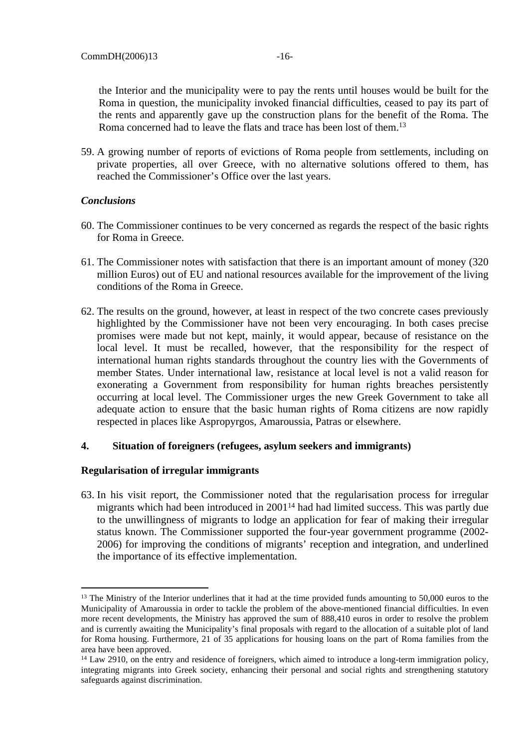the Interior and the municipality were to pay the rents until houses would be built for the Roma in question, the municipality invoked financial difficulties, ceased to pay its part of the rents and apparently gave up the construction plans for the benefit of the Roma. The Roma concerned had to leave the flats and trace has been lost of them.[13]

59. A growing number of reports of evictions of Roma people from settlements, including on private properties, all over Greece, with no alternative solutions offered to them, has reached the Commissioner's Office over the last years.

### *Conclusions*

60. The Commissioner continues to be very concerned as regards the respect of the basic rights for Roma in Greece.

61. The Commissioner notes with satisfaction that there is an important amount of money (320 million Euros) out of EU and national resources available for the improvement of the living conditions of the Roma in Greece.

62. The results on the ground, however, at least in respect of the two concrete cases previously highlighted by the Commissioner have not been very encouraging. In both cases precise promises were made but not kept, mainly, it would appear, because of resistance on the local level. It must be recalled, however, that the responsibility for the respect of international human rights standards throughout the country lies with the Governments of member States. Under international law, resistance at local level is not a valid reason for exonerating a Government from responsibility for human rights breaches persistently occurring at local level. The Commissioner urges the new Greek Government to take all adequate action to ensure that the basic human rights of Roma citizens are now rapidly respected in places like Aspropyrgos, Amaroussia, Patras or elsewhere.

## 4. Situation of foreigners (refugees, asylum seekers and immigrants)

### Regularisation of irregular immigrants

63. In his visit report, the Commissioner noted that the regularisation process for irregular migrants which had been introduced in 2001[14] had had limited success. This was partly due to the unwillingness of migrants to lodge an application for fear of making their irregular status known. The Commissioner supported the four-year government programme (2002-2006) for improving the conditions of migrants' reception and integration, and underlined the importance of its effective implementation.

---

[13] The Ministry of the Interior underlines that it had at the time provided funds amounting to 50,000 euros to the Municipality of Amaroussia in order to tackle the problem of the above-mentioned financial difficulties. In even more recent developments, the Ministry has approved the sum of 888,410 euros in order to resolve the problem and is currently awaiting the Municipality's final proposals with regard to the allocation of a suitable plot of land for Roma housing. Furthermore, 21 of 35 applications for housing loans on the part of Roma families from the area have been approved.

[14] Law 2910, on the entry and residence of foreigners, which aimed to introduce a long-term immigration policy, integrating migrants into Greek society, enhancing their personal and social rights and strengthening statutory safeguards against discrimination.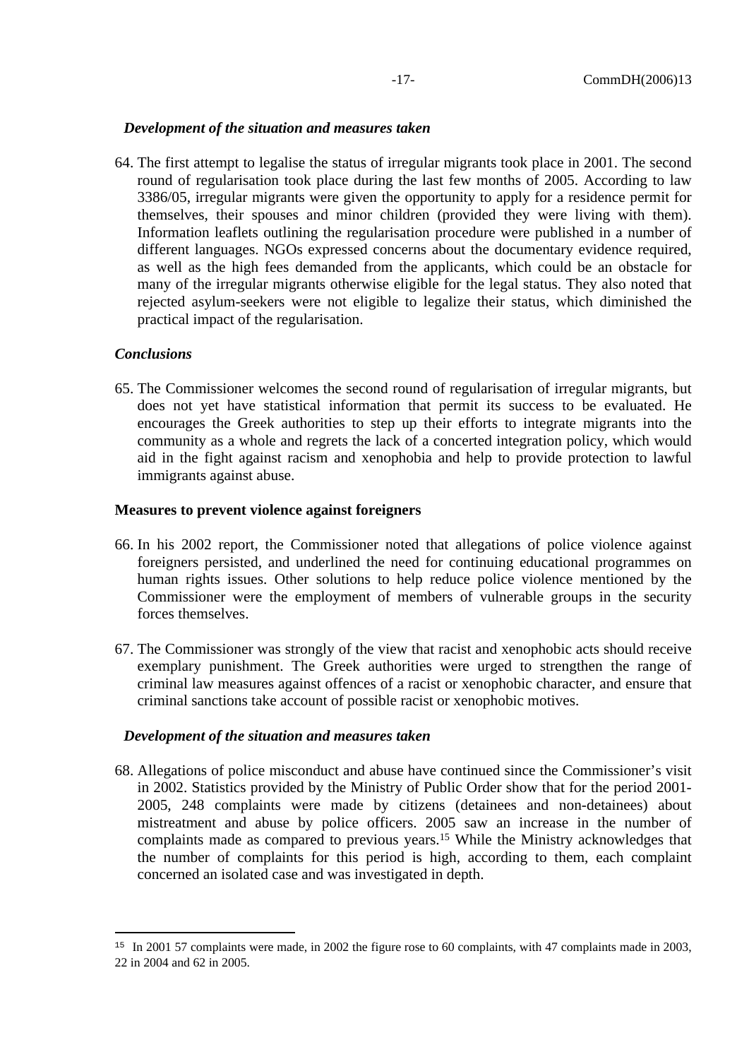*Development of the situation and measures taken*

64. The first attempt to legalise the status of irregular migrants took place in 2001. The second round of regularisation took place during the last few months of 2005. According to law 3386/05, irregular migrants were given the opportunity to apply for a residence permit for themselves, their spouses and minor children (provided they were living with them). Information leaflets outlining the regularisation procedure were published in a number of different languages. NGOs expressed concerns about the documentary evidence required, as well as the high fees demanded from the applicants, which could be an obstacle for many of the irregular migrants otherwise eligible for the legal status. They also noted that rejected asylum-seekers were not eligible to legalize their status, which diminished the practical impact of the regularisation.

*Conclusions*

65. The Commissioner welcomes the second round of regularisation of irregular migrants, but does not yet have statistical information that permit its success to be evaluated. He encourages the Greek authorities to step up their efforts to integrate migrants into the community as a whole and regrets the lack of a concerted integration policy, which would aid in the fight against racism and xenophobia and help to provide protection to lawful immigrants against abuse.

**Measures to prevent violence against foreigners**

66. In his 2002 report, the Commissioner noted that allegations of police violence against foreigners persisted, and underlined the need for continuing educational programmes on human rights issues. Other solutions to help reduce police violence mentioned by the Commissioner were the employment of members of vulnerable groups in the security forces themselves.

67. The Commissioner was strongly of the view that racist and xenophobic acts should receive exemplary punishment. The Greek authorities were urged to strengthen the range of criminal law measures against offences of a racist or xenophobic character, and ensure that criminal sanctions take account of possible racist or xenophobic motives.

*Development of the situation and measures taken*

68. Allegations of police misconduct and abuse have continued since the Commissioner's visit in 2002. Statistics provided by the Ministry of Public Order show that for the period 2001-2005, 248 complaints were made by citizens (detainees and non-detainees) about mistreatment and abuse by police officers. 2005 saw an increase in the number of complaints made as compared to previous years.[15] While the Ministry acknowledges that the number of complaints for this period is high, according to them, each complaint concerned an isolated case and was investigated in depth.

---

[15] In 2001 57 complaints were made, in 2002 the figure rose to 60 complaints, with 47 complaints made in 2003, 22 in 2004 and 62 in 2005.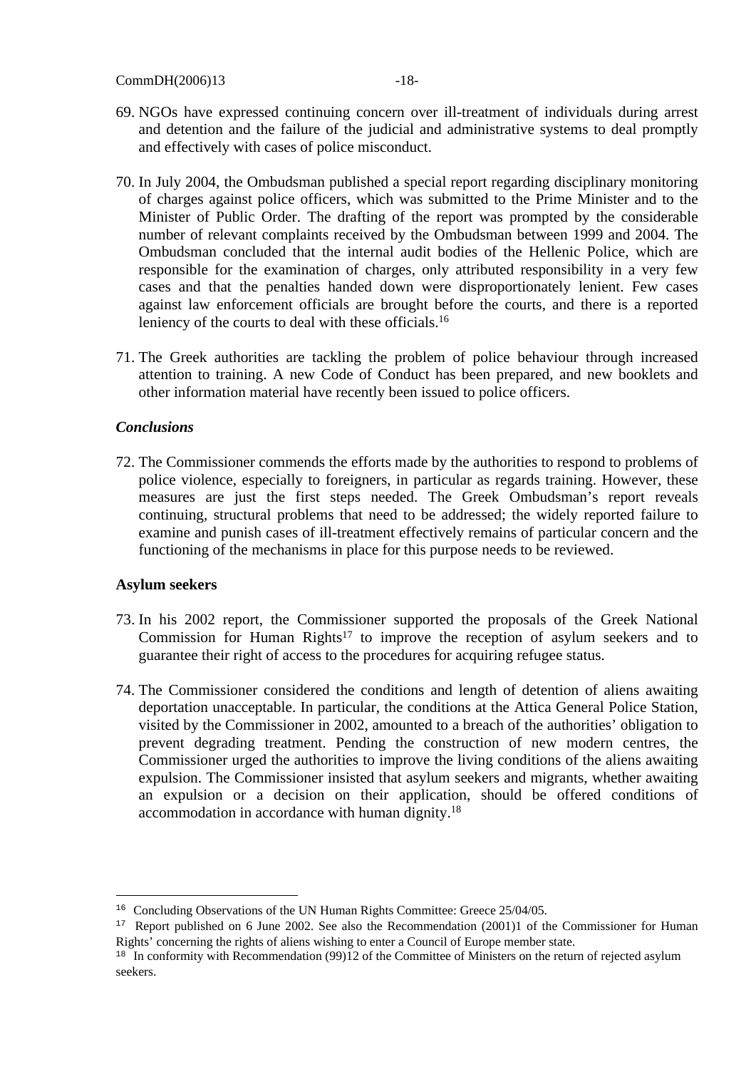69. NGOs have expressed continuing concern over ill-treatment of individuals during arrest and detention and the failure of the judicial and administrative systems to deal promptly and effectively with cases of police misconduct.

70. In July 2004, the Ombudsman published a special report regarding disciplinary monitoring of charges against police officers, which was submitted to the Prime Minister and to the Minister of Public Order. The drafting of the report was prompted by the considerable number of relevant complaints received by the Ombudsman between 1999 and 2004. The Ombudsman concluded that the internal audit bodies of the Hellenic Police, which are responsible for the examination of charges, only attributed responsibility in a very few cases and that the penalties handed down were disproportionately lenient. Few cases against law enforcement officials are brought before the courts, and there is a reported leniency of the courts to deal with these officials.[16]

71. The Greek authorities are tackling the problem of police behaviour through increased attention to training. A new Code of Conduct has been prepared, and new booklets and other information material have recently been issued to police officers.

***Conclusions***

72. The Commissioner commends the efforts made by the authorities to respond to problems of police violence, especially to foreigners, in particular as regards training. However, these measures are just the first steps needed. The Greek Ombudsman's report reveals continuing, structural problems that need to be addressed; the widely reported failure to examine and punish cases of ill-treatment effectively remains of particular concern and the functioning of the mechanisms in place for this purpose needs to be reviewed.

**Asylum seekers**

73. In his 2002 report, the Commissioner supported the proposals of the Greek National Commission for Human Rights[17] to improve the reception of asylum seekers and to guarantee their right of access to the procedures for acquiring refugee status.

74. The Commissioner considered the conditions and length of detention of aliens awaiting deportation unacceptable. In particular, the conditions at the Attica General Police Station, visited by the Commissioner in 2002, amounted to a breach of the authorities' obligation to prevent degrading treatment. Pending the construction of new modern centres, the Commissioner urged the authorities to improve the living conditions of the aliens awaiting expulsion. The Commissioner insisted that asylum seekers and migrants, whether awaiting an expulsion or a decision on their application, should be offered conditions of accommodation in accordance with human dignity.[18]

---

[16] Concluding Observations of the UN Human Rights Committee: Greece 25/04/05.

[17] Report published on 6 June 2002. See also the Recommendation (2001)1 of the Commissioner for Human Rights' concerning the rights of aliens wishing to enter a Council of Europe member state.

[18] In conformity with Recommendation (99)12 of the Committee of Ministers on the return of rejected asylum seekers.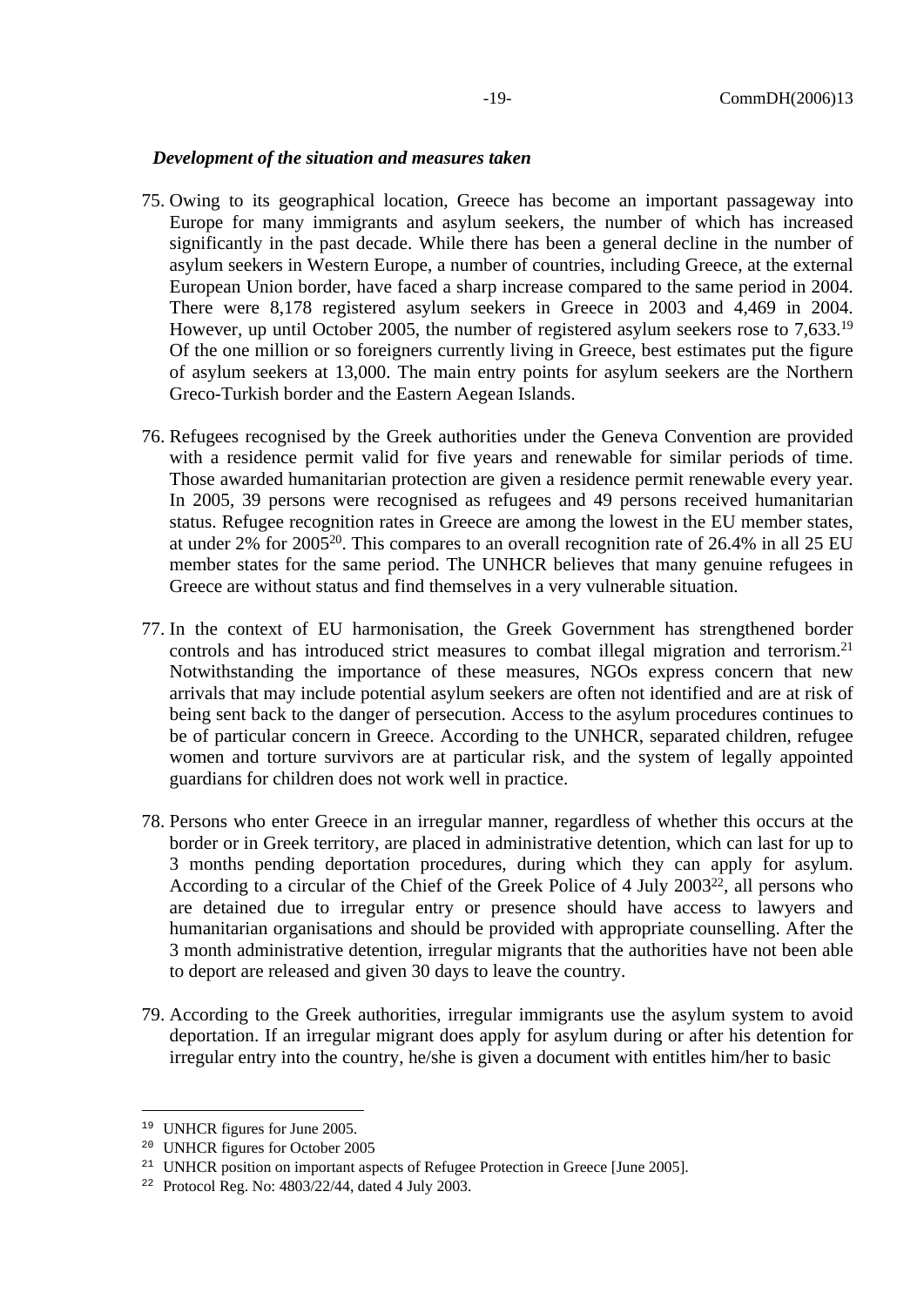***Development of the situation and measures taken***

75. Owing to its geographical location, Greece has become an important passageway into Europe for many immigrants and asylum seekers, the number of which has increased significantly in the past decade. While there has been a general decline in the number of asylum seekers in Western Europe, a number of countries, including Greece, at the external European Union border, have faced a sharp increase compared to the same period in 2004. There were 8,178 registered asylum seekers in Greece in 2003 and 4,469 in 2004. However, up until October 2005, the number of registered asylum seekers rose to 7,633.[19] Of the one million or so foreigners currently living in Greece, best estimates put the figure of asylum seekers at 13,000. The main entry points for asylum seekers are the Northern Greco-Turkish border and the Eastern Aegean Islands.

76. Refugees recognised by the Greek authorities under the Geneva Convention are provided with a residence permit valid for five years and renewable for similar periods of time. Those awarded humanitarian protection are given a residence permit renewable every year. In 2005, 39 persons were recognised as refugees and 49 persons received humanitarian status. Refugee recognition rates in Greece are among the lowest in the EU member states, at under 2% for 2005[20]. This compares to an overall recognition rate of 26.4% in all 25 EU member states for the same period. The UNHCR believes that many genuine refugees in Greece are without status and find themselves in a very vulnerable situation.

77. In the context of EU harmonisation, the Greek Government has strengthened border controls and has introduced strict measures to combat illegal migration and terrorism.[21] Notwithstanding the importance of these measures, NGOs express concern that new arrivals that may include potential asylum seekers are often not identified and are at risk of being sent back to the danger of persecution. Access to the asylum procedures continues to be of particular concern in Greece. According to the UNHCR, separated children, refugee women and torture survivors are at particular risk, and the system of legally appointed guardians for children does not work well in practice.

78. Persons who enter Greece in an irregular manner, regardless of whether this occurs at the border or in Greek territory, are placed in administrative detention, which can last for up to 3 months pending deportation procedures, during which they can apply for asylum. According to a circular of the Chief of the Greek Police of 4 July 2003[22], all persons who are detained due to irregular entry or presence should have access to lawyers and humanitarian organisations and should be provided with appropriate counselling. After the 3 month administrative detention, irregular migrants that the authorities have not been able to deport are released and given 30 days to leave the country.

79. According to the Greek authorities, irregular immigrants use the asylum system to avoid deportation. If an irregular migrant does apply for asylum during or after his detention for irregular entry into the country, he/she is given a document with entitles him/her to basic

---

[19] UNHCR figures for June 2005.

[20] UNHCR figures for October 2005

[21] UNHCR position on important aspects of Refugee Protection in Greece [June 2005].

[22] Protocol Reg. No: 4803/22/44, dated 4 July 2003.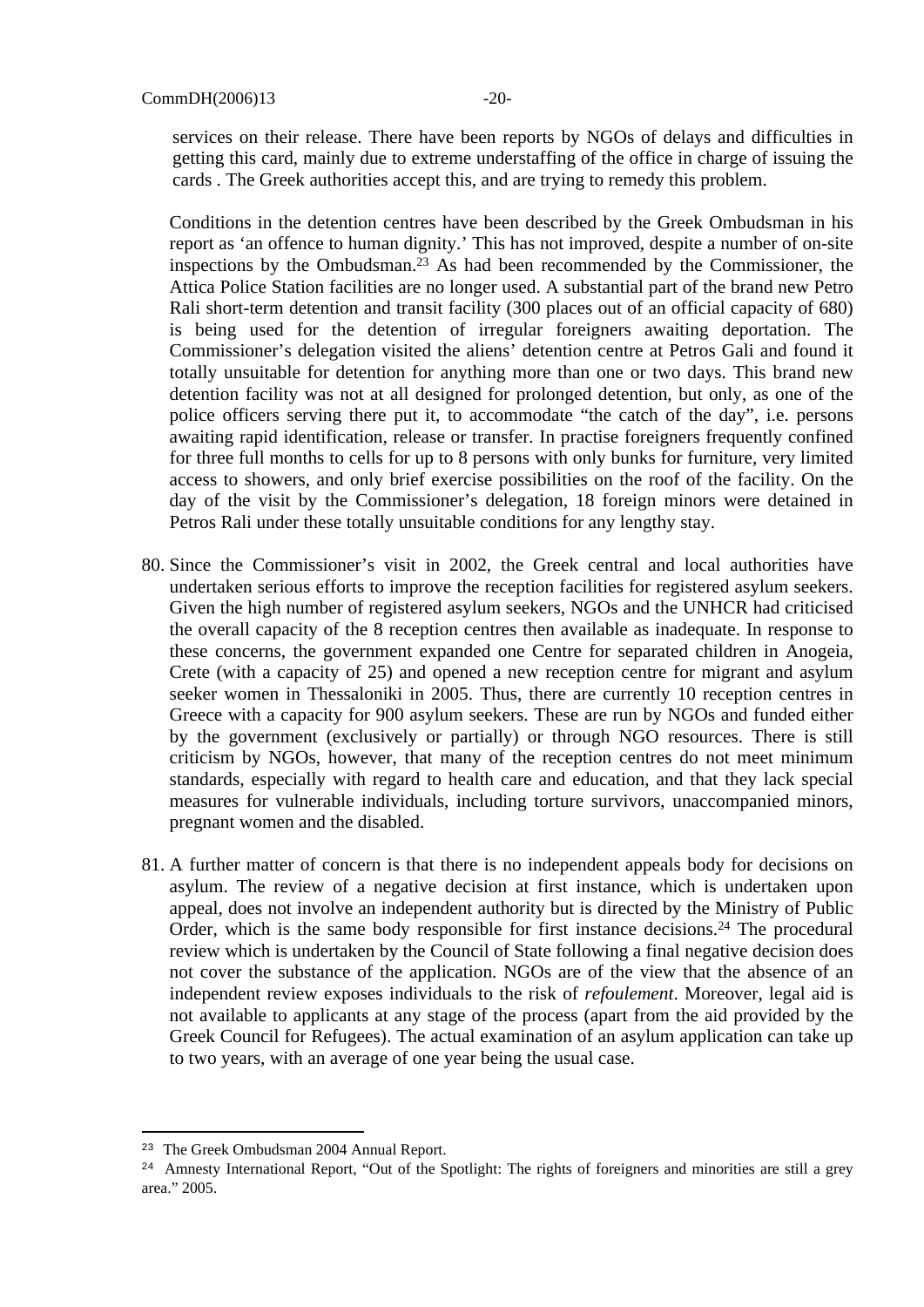services on their release. There have been reports by NGOs of delays and difficulties in getting this card, mainly due to extreme understaffing of the office in charge of issuing the cards . The Greek authorities accept this, and are trying to remedy this problem.

Conditions in the detention centres have been described by the Greek Ombudsman in his report as 'an offence to human dignity.' This has not improved, despite a number of on-site inspections by the Ombudsman.[23] As had been recommended by the Commissioner, the Attica Police Station facilities are no longer used. A substantial part of the brand new Petro Rali short-term detention and transit facility (300 places out of an official capacity of 680) is being used for the detention of irregular foreigners awaiting deportation. The Commissioner's delegation visited the aliens' detention centre at Petros Gali and found it totally unsuitable for detention for anything more than one or two days. This brand new detention facility was not at all designed for prolonged detention, but only, as one of the police officers serving there put it, to accommodate "the catch of the day", i.e. persons awaiting rapid identification, release or transfer. In practise foreigners frequently confined for three full months to cells for up to 8 persons with only bunks for furniture, very limited access to showers, and only brief exercise possibilities on the roof of the facility. On the day of the visit by the Commissioner's delegation, 18 foreign minors were detained in Petros Rali under these totally unsuitable conditions for any lengthy stay.

80. Since the Commissioner's visit in 2002, the Greek central and local authorities have undertaken serious efforts to improve the reception facilities for registered asylum seekers. Given the high number of registered asylum seekers, NGOs and the UNHCR had criticised the overall capacity of the 8 reception centres then available as inadequate. In response to these concerns, the government expanded one Centre for separated children in Anogeia, Crete (with a capacity of 25) and opened a new reception centre for migrant and asylum seeker women in Thessaloniki in 2005. Thus, there are currently 10 reception centres in Greece with a capacity for 900 asylum seekers. These are run by NGOs and funded either by the government (exclusively or partially) or through NGO resources. There is still criticism by NGOs, however, that many of the reception centres do not meet minimum standards, especially with regard to health care and education, and that they lack special measures for vulnerable individuals, including torture survivors, unaccompanied minors, pregnant women and the disabled.

81. A further matter of concern is that there is no independent appeals body for decisions on asylum. The review of a negative decision at first instance, which is undertaken upon appeal, does not involve an independent authority but is directed by the Ministry of Public Order, which is the same body responsible for first instance decisions.[24] The procedural review which is undertaken by the Council of State following a final negative decision does not cover the substance of the application. NGOs are of the view that the absence of an independent review exposes individuals to the risk of *refoulement*. Moreover, legal aid is not available to applicants at any stage of the process (apart from the aid provided by the Greek Council for Refugees). The actual examination of an asylum application can take up to two years, with an average of one year being the usual case.

---

[23] The Greek Ombudsman 2004 Annual Report.

[24] Amnesty International Report, "Out of the Spotlight: The rights of foreigners and minorities are still a grey area." 2005.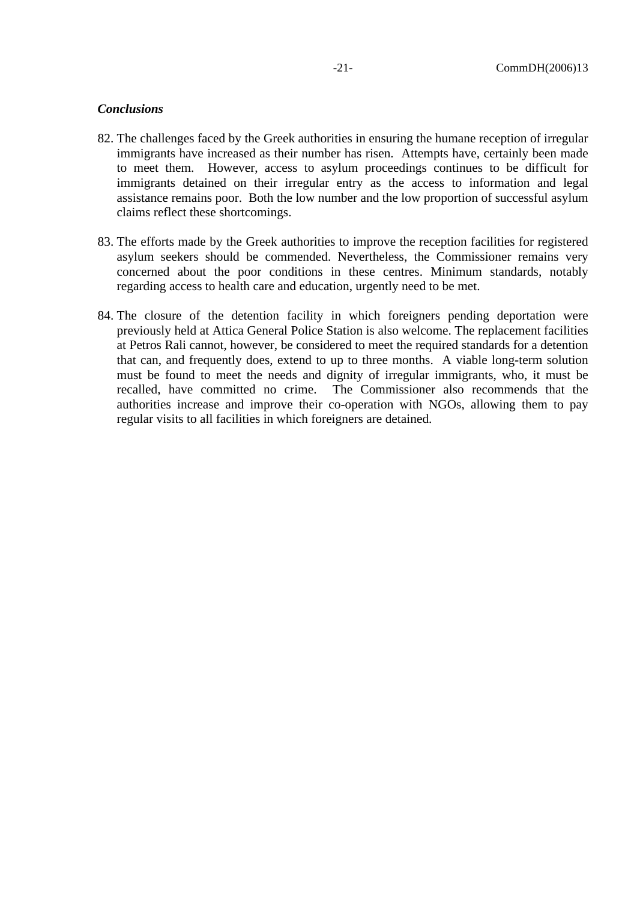***Conclusions***

82. The challenges faced by the Greek authorities in ensuring the humane reception of irregular immigrants have increased as their number has risen. Attempts have, certainly been made to meet them. However, access to asylum proceedings continues to be difficult for immigrants detained on their irregular entry as the access to information and legal assistance remains poor. Both the low number and the low proportion of successful asylum claims reflect these shortcomings.

83. The efforts made by the Greek authorities to improve the reception facilities for registered asylum seekers should be commended. Nevertheless, the Commissioner remains very concerned about the poor conditions in these centres. Minimum standards, notably regarding access to health care and education, urgently need to be met.

84. The closure of the detention facility in which foreigners pending deportation were previously held at Attica General Police Station is also welcome. The replacement facilities at Petros Rali cannot, however, be considered to meet the required standards for a detention that can, and frequently does, extend to up to three months. A viable long-term solution must be found to meet the needs and dignity of irregular immigrants, who, it must be recalled, have committed no crime. The Commissioner also recommends that the authorities increase and improve their co-operation with NGOs, allowing them to pay regular visits to all facilities in which foreigners are detained.